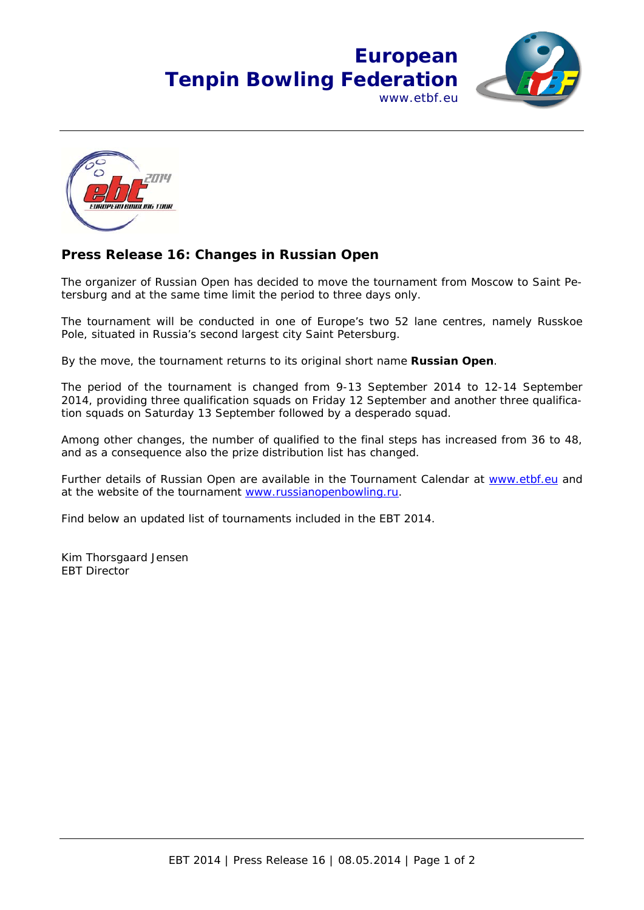European
Tenpin Bowling Federation
www.etbf.eu

## Press Release 16: Changes in Russian Open

The organizer of Russian Open has decided to move the tournament from Moscow to Saint Petersburg and at the same time limit the period to three days only.

The tournament will be conducted in one of Europe's two 52 lane centres, namely Russkoe Pole, situated in Russia's second largest city Saint Petersburg.

By the move, the tournament returns to its original short name **Russian Open**.

The period of the tournament is changed from 9-13 September 2014 to 12-14 September 2014, providing three qualification squads on Friday 12 September and another three qualification squads on Saturday 13 September followed by a desperado squad.

Among other changes, the number of qualified to the final steps has increased from 36 to 48, and as a consequence also the prize distribution list has changed.

Further details of Russian Open are available in the Tournament Calendar at www.etbf.eu and at the website of the tournament www.russianopenbowling.ru.

Find below an updated list of tournaments included in the EBT 2014.

Kim Thorsgaard Jensen
EBT Director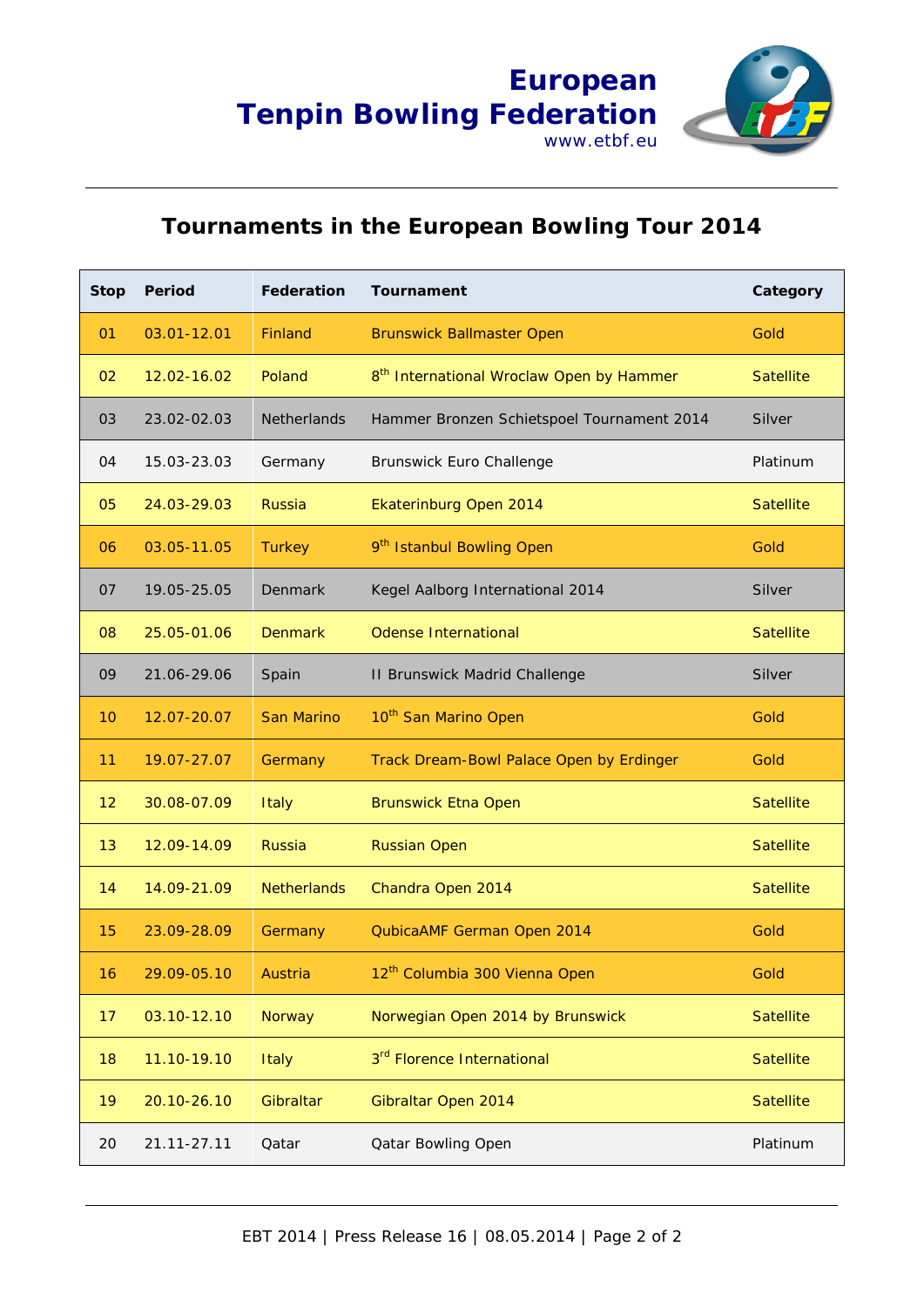**European Tenpin Bowling Federation**
www.etbf.eu

## Tournaments in the European Bowling Tour 2014

| Stop | Period | Federation | Tournament | Category |
|---|---|---|---|---|
| 01 | 03.01-12.01 | Finland | Brunswick Ballmaster Open | Gold |
| 02 | 12.02-16.02 | Poland | 8th International Wroclaw Open by Hammer | Satellite |
| 03 | 23.02-02.03 | Netherlands | Hammer Bronzen Schietspoel Tournament 2014 | Silver |
| 04 | 15.03-23.03 | Germany | Brunswick Euro Challenge | Platinum |
| 05 | 24.03-29.03 | Russia | Ekaterinburg Open 2014 | Satellite |
| 06 | 03.05-11.05 | Turkey | 9th Istanbul Bowling Open | Gold |
| 07 | 19.05-25.05 | Denmark | Kegel Aalborg International 2014 | Silver |
| 08 | 25.05-01.06 | Denmark | Odense International | Satellite |
| 09 | 21.06-29.06 | Spain | II Brunswick Madrid Challenge | Silver |
| 10 | 12.07-20.07 | San Marino | 10th San Marino Open | Gold |
| 11 | 19.07-27.07 | Germany | Track Dream-Bowl Palace Open by Erdinger | Gold |
| 12 | 30.08-07.09 | Italy | Brunswick Etna Open | Satellite |
| 13 | 12.09-14.09 | Russia | Russian Open | Satellite |
| 14 | 14.09-21.09 | Netherlands | Chandra Open 2014 | Satellite |
| 15 | 23.09-28.09 | Germany | QubicaAMF German Open 2014 | Gold |
| 16 | 29.09-05.10 | Austria | 12th Columbia 300 Vienna Open | Gold |
| 17 | 03.10-12.10 | Norway | Norwegian Open 2014 by Brunswick | Satellite |
| 18 | 11.10-19.10 | Italy | 3rd Florence International | Satellite |
| 19 | 20.10-26.10 | Gibraltar | Gibraltar Open 2014 | Satellite |
| 20 | 21.11-27.11 | Qatar | Qatar Bowling Open | Platinum |